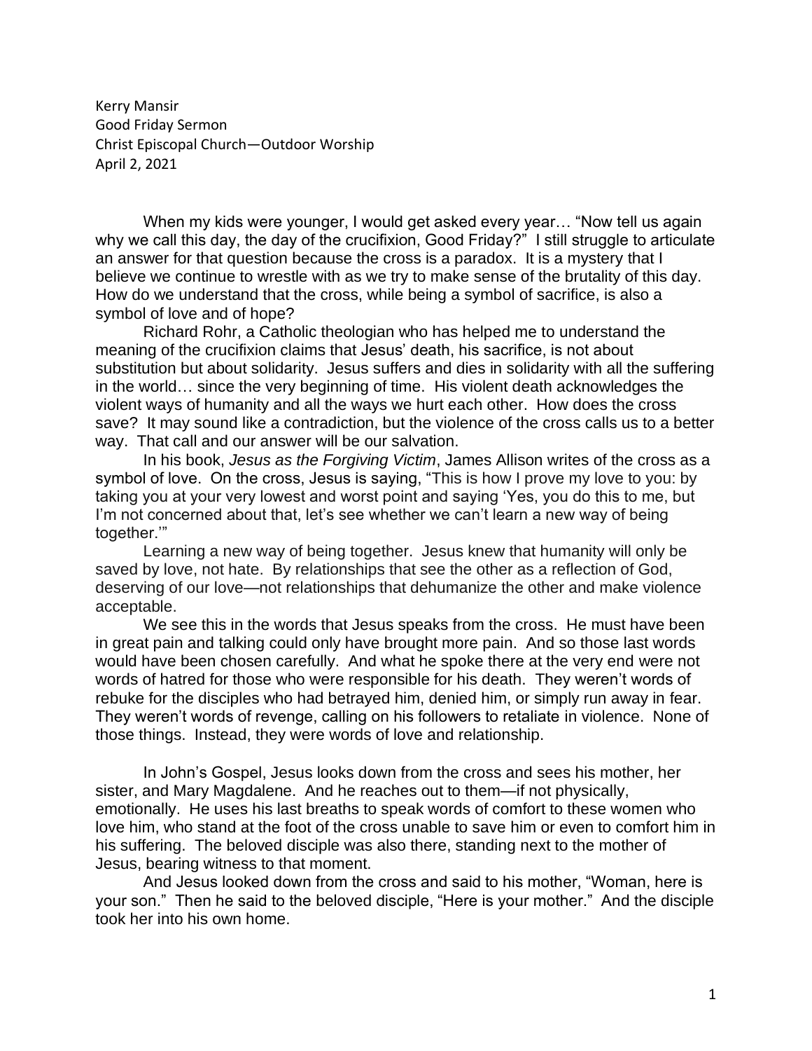Kerry Mansir
Good Friday Sermon
Christ Episcopal Church—Outdoor Worship
April 2, 2021

When my kids were younger, I would get asked every year… "Now tell us again why we call this day, the day of the crucifixion, Good Friday?" I still struggle to articulate an answer for that question because the cross is a paradox. It is a mystery that I believe we continue to wrestle with as we try to make sense of the brutality of this day. How do we understand that the cross, while being a symbol of sacrifice, is also a symbol of love and of hope?

Richard Rohr, a Catholic theologian who has helped me to understand the meaning of the crucifixion claims that Jesus' death, his sacrifice, is not about substitution but about solidarity. Jesus suffers and dies in solidarity with all the suffering in the world… since the very beginning of time. His violent death acknowledges the violent ways of humanity and all the ways we hurt each other. How does the cross save? It may sound like a contradiction, but the violence of the cross calls us to a better way. That call and our answer will be our salvation.

In his book, *Jesus as the Forgiving Victim*, James Allison writes of the cross as a symbol of love. On the cross, Jesus is saying, "This is how I prove my love to you: by taking you at your very lowest and worst point and saying 'Yes, you do this to me, but I'm not concerned about that, let's see whether we can't learn a new way of being together.'"

Learning a new way of being together. Jesus knew that humanity will only be saved by love, not hate. By relationships that see the other as a reflection of God, deserving of our love—not relationships that dehumanize the other and make violence acceptable.

We see this in the words that Jesus speaks from the cross. He must have been in great pain and talking could only have brought more pain. And so those last words would have been chosen carefully. And what he spoke there at the very end were not words of hatred for those who were responsible for his death. They weren't words of rebuke for the disciples who had betrayed him, denied him, or simply run away in fear. They weren't words of revenge, calling on his followers to retaliate in violence. None of those things. Instead, they were words of love and relationship.

In John's Gospel, Jesus looks down from the cross and sees his mother, her sister, and Mary Magdalene. And he reaches out to them—if not physically, emotionally. He uses his last breaths to speak words of comfort to these women who love him, who stand at the foot of the cross unable to save him or even to comfort him in his suffering. The beloved disciple was also there, standing next to the mother of Jesus, bearing witness to that moment.

And Jesus looked down from the cross and said to his mother, "Woman, here is your son." Then he said to the beloved disciple, "Here is your mother." And the disciple took her into his own home.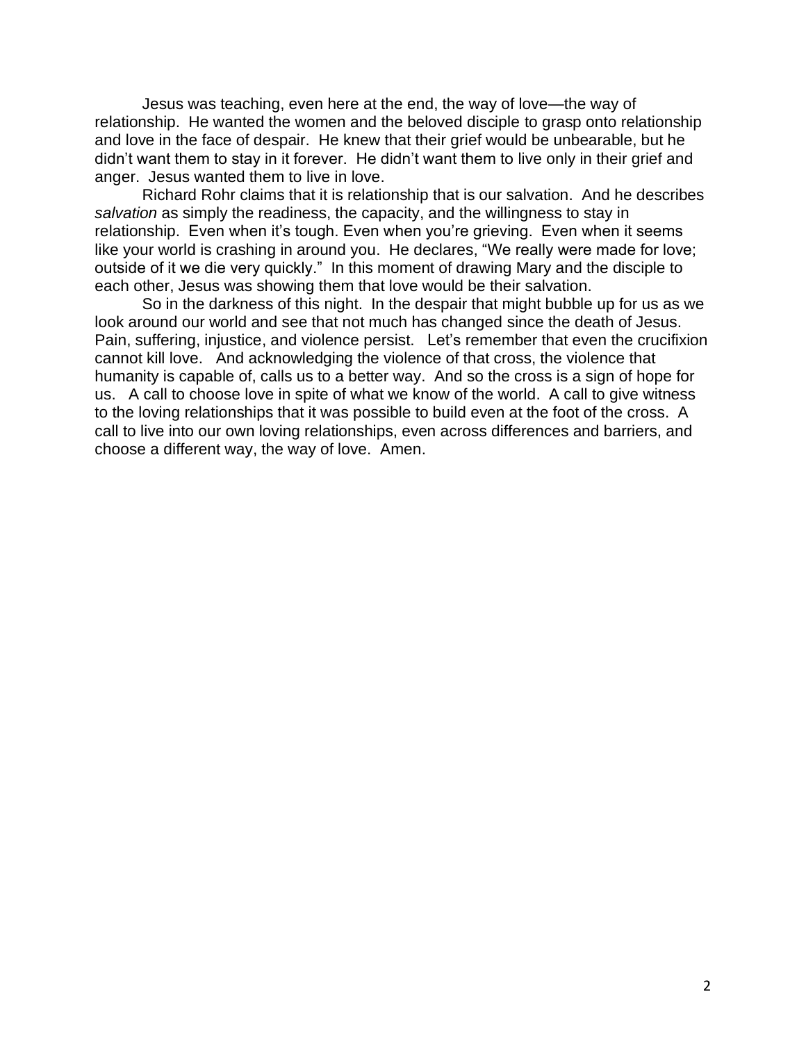Jesus was teaching, even here at the end, the way of love—the way of relationship. He wanted the women and the beloved disciple to grasp onto relationship and love in the face of despair. He knew that their grief would be unbearable, but he didn't want them to stay in it forever. He didn't want them to live only in their grief and anger. Jesus wanted them to live in love.

Richard Rohr claims that it is relationship that is our salvation. And he describes *salvation* as simply the readiness, the capacity, and the willingness to stay in relationship. Even when it's tough. Even when you're grieving. Even when it seems like your world is crashing in around you. He declares, "We really were made for love; outside of it we die very quickly." In this moment of drawing Mary and the disciple to each other, Jesus was showing them that love would be their salvation.

So in the darkness of this night. In the despair that might bubble up for us as we look around our world and see that not much has changed since the death of Jesus. Pain, suffering, injustice, and violence persist. Let's remember that even the crucifixion cannot kill love. And acknowledging the violence of that cross, the violence that humanity is capable of, calls us to a better way. And so the cross is a sign of hope for us. A call to choose love in spite of what we know of the world. A call to give witness to the loving relationships that it was possible to build even at the foot of the cross. A call to live into our own loving relationships, even across differences and barriers, and choose a different way, the way of love. Amen.